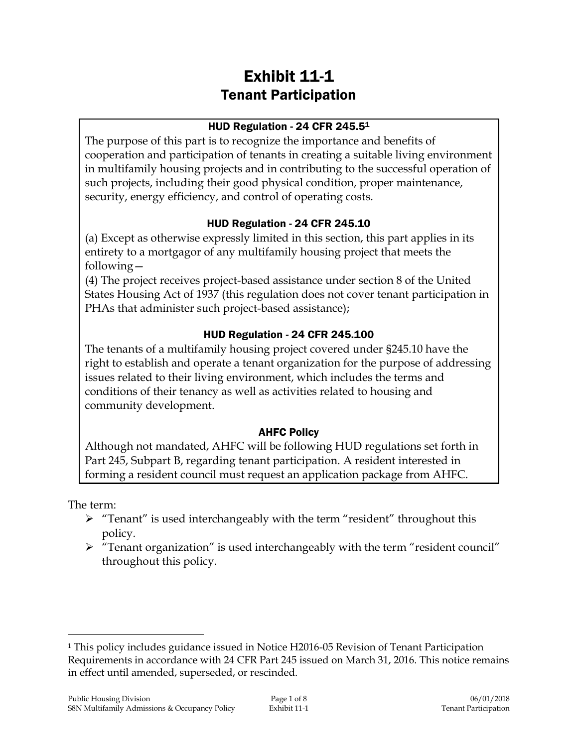# Exhibit 11-1
## Tenant Participation

### HUD Regulation - 24 CFR 245.5[1]

The purpose of this part is to recognize the importance and benefits of cooperation and participation of tenants in creating a suitable living environment in multifamily housing projects and in contributing to the successful operation of such projects, including their good physical condition, proper maintenance, security, energy efficiency, and control of operating costs.

### HUD Regulation - 24 CFR 245.10

(a) Except as otherwise expressly limited in this section, this part applies in its entirety to a mortgagor of any multifamily housing project that meets the following—

(4) The project receives project-based assistance under section 8 of the United States Housing Act of 1937 (this regulation does not cover tenant participation in PHAs that administer such project-based assistance);

### HUD Regulation - 24 CFR 245.100

The tenants of a multifamily housing project covered under §245.10 have the right to establish and operate a tenant organization for the purpose of addressing issues related to their living environment, which includes the terms and conditions of their tenancy as well as activities related to housing and community development.

### AHFC Policy

Although not mandated, AHFC will be following HUD regulations set forth in Part 245, Subpart B, regarding tenant participation. A resident interested in forming a resident council must request an application package from AHFC.

The term:

- "Tenant" is used interchangeably with the term "resident" throughout this policy.
- "Tenant organization" is used interchangeably with the term "resident council" throughout this policy.

---

[1] This policy includes guidance issued in Notice H2016-05 Revision of Tenant Participation Requirements in accordance with 24 CFR Part 245 issued on March 31, 2016. This notice remains in effect until amended, superseded, or rescinded.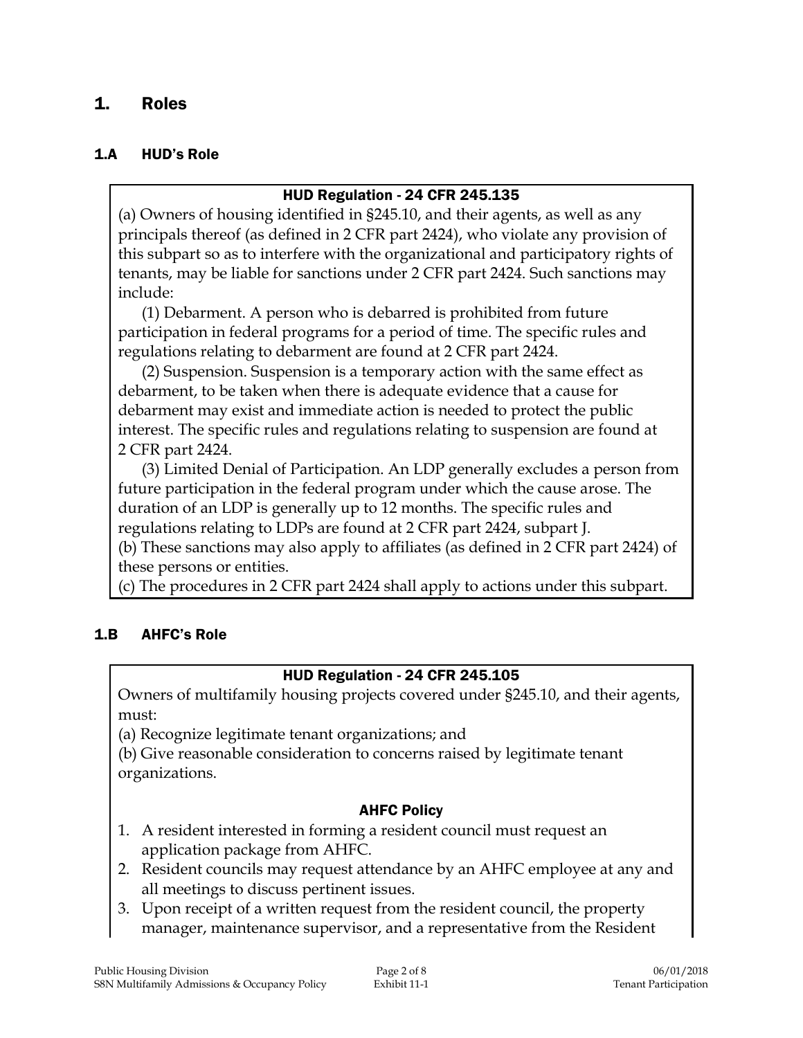## 1. Roles

### 1.A HUD's Role

**HUD Regulation - 24 CFR 245.135**

(a) Owners of housing identified in §245.10, and their agents, as well as any principals thereof (as defined in 2 CFR part 2424), who violate any provision of this subpart so as to interfere with the organizational and participatory rights of tenants, may be liable for sanctions under 2 CFR part 2424. Such sanctions may include:

(1) Debarment. A person who is debarred is prohibited from future participation in federal programs for a period of time. The specific rules and regulations relating to debarment are found at 2 CFR part 2424.

(2) Suspension. Suspension is a temporary action with the same effect as debarment, to be taken when there is adequate evidence that a cause for debarment may exist and immediate action is needed to protect the public interest. The specific rules and regulations relating to suspension are found at 2 CFR part 2424.

(3) Limited Denial of Participation. An LDP generally excludes a person from future participation in the federal program under which the cause arose. The duration of an LDP is generally up to 12 months. The specific rules and regulations relating to LDPs are found at 2 CFR part 2424, subpart J.

(b) These sanctions may also apply to affiliates (as defined in 2 CFR part 2424) of these persons or entities.

(c) The procedures in 2 CFR part 2424 shall apply to actions under this subpart.

### 1.B AHFC's Role

**HUD Regulation - 24 CFR 245.105**

Owners of multifamily housing projects covered under §245.10, and their agents, must:

(a) Recognize legitimate tenant organizations; and

(b) Give reasonable consideration to concerns raised by legitimate tenant organizations.

**AHFC Policy**

1. A resident interested in forming a resident council must request an application package from AHFC.
2. Resident councils may request attendance by an AHFC employee at any and all meetings to discuss pertinent issues.
3. Upon receipt of a written request from the resident council, the property manager, maintenance supervisor, and a representative from the Resident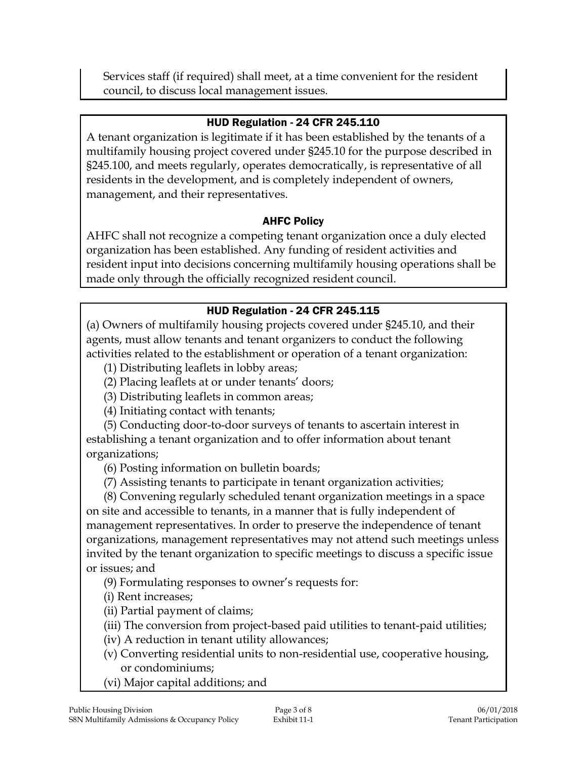Services staff (if required) shall meet, at a time convenient for the resident council, to discuss local management issues.

### HUD Regulation - 24 CFR 245.110

A tenant organization is legitimate if it has been established by the tenants of a multifamily housing project covered under §245.10 for the purpose described in §245.100, and meets regularly, operates democratically, is representative of all residents in the development, and is completely independent of owners, management, and their representatives.

### AHFC Policy

AHFC shall not recognize a competing tenant organization once a duly elected organization has been established. Any funding of resident activities and resident input into decisions concerning multifamily housing operations shall be made only through the officially recognized resident council.

### HUD Regulation - 24 CFR 245.115

(a) Owners of multifamily housing projects covered under §245.10, and their agents, must allow tenants and tenant organizers to conduct the following activities related to the establishment or operation of a tenant organization:

(1) Distributing leaflets in lobby areas;

(2) Placing leaflets at or under tenants' doors;

(3) Distributing leaflets in common areas;

(4) Initiating contact with tenants;

(5) Conducting door-to-door surveys of tenants to ascertain interest in establishing a tenant organization and to offer information about tenant organizations;

(6) Posting information on bulletin boards;

(7) Assisting tenants to participate in tenant organization activities;

(8) Convening regularly scheduled tenant organization meetings in a space on site and accessible to tenants, in a manner that is fully independent of management representatives. In order to preserve the independence of tenant organizations, management representatives may not attend such meetings unless invited by the tenant organization to specific meetings to discuss a specific issue or issues; and

(9) Formulating responses to owner's requests for:

(i) Rent increases;

(ii) Partial payment of claims;

(iii) The conversion from project-based paid utilities to tenant-paid utilities;

(iv) A reduction in tenant utility allowances;

(v) Converting residential units to non-residential use, cooperative housing, or condominiums;

(vi) Major capital additions; and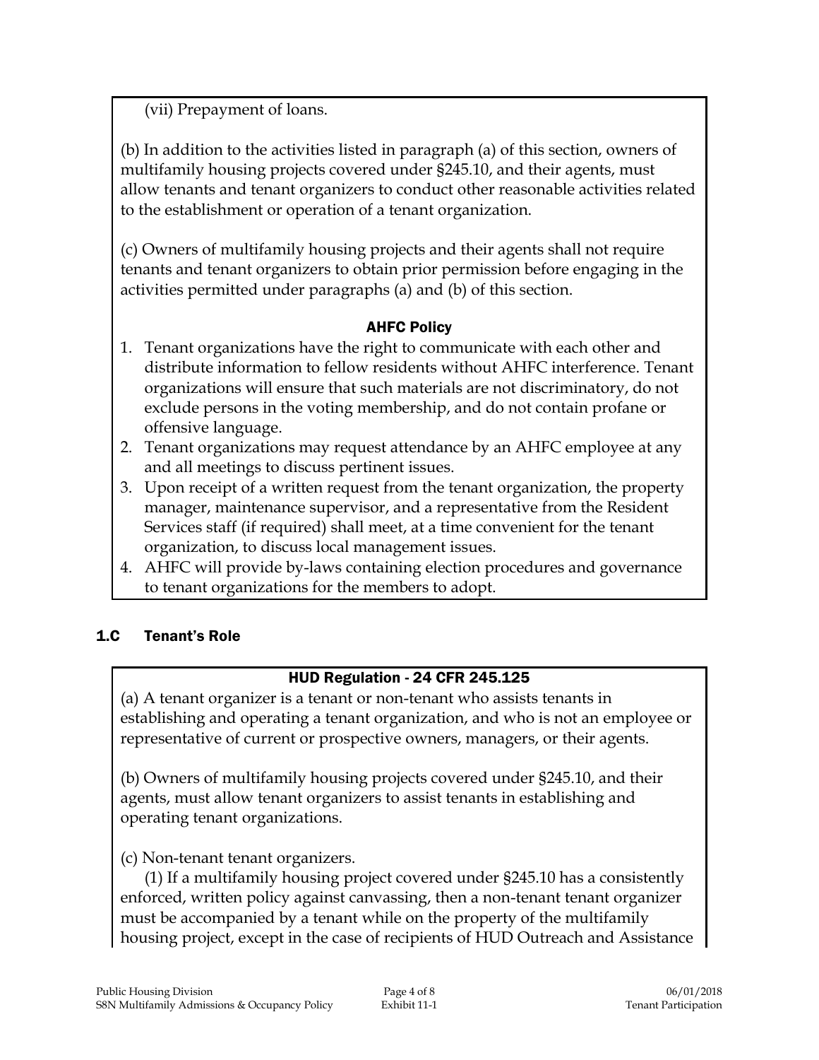(vii) Prepayment of loans.

(b) In addition to the activities listed in paragraph (a) of this section, owners of multifamily housing projects covered under §245.10, and their agents, must allow tenants and tenant organizers to conduct other reasonable activities related to the establishment or operation of a tenant organization.

(c) Owners of multifamily housing projects and their agents shall not require tenants and tenant organizers to obtain prior permission before engaging in the activities permitted under paragraphs (a) and (b) of this section.

**AHFC Policy**

1. Tenant organizations have the right to communicate with each other and distribute information to fellow residents without AHFC interference. Tenant organizations will ensure that such materials are not discriminatory, do not exclude persons in the voting membership, and do not contain profane or offensive language.
2. Tenant organizations may request attendance by an AHFC employee at any and all meetings to discuss pertinent issues.
3. Upon receipt of a written request from the tenant organization, the property manager, maintenance supervisor, and a representative from the Resident Services staff (if required) shall meet, at a time convenient for the tenant organization, to discuss local management issues.
4. AHFC will provide by-laws containing election procedures and governance to tenant organizations for the members to adopt.

## 1.C Tenant's Role

**HUD Regulation - 24 CFR 245.125**

(a) A tenant organizer is a tenant or non-tenant who assists tenants in establishing and operating a tenant organization, and who is not an employee or representative of current or prospective owners, managers, or their agents.

(b) Owners of multifamily housing projects covered under §245.10, and their agents, must allow tenant organizers to assist tenants in establishing and operating tenant organizations.

(c) Non-tenant tenant organizers.

(1) If a multifamily housing project covered under §245.10 has a consistently enforced, written policy against canvassing, then a non-tenant tenant organizer must be accompanied by a tenant while on the property of the multifamily housing project, except in the case of recipients of HUD Outreach and Assistance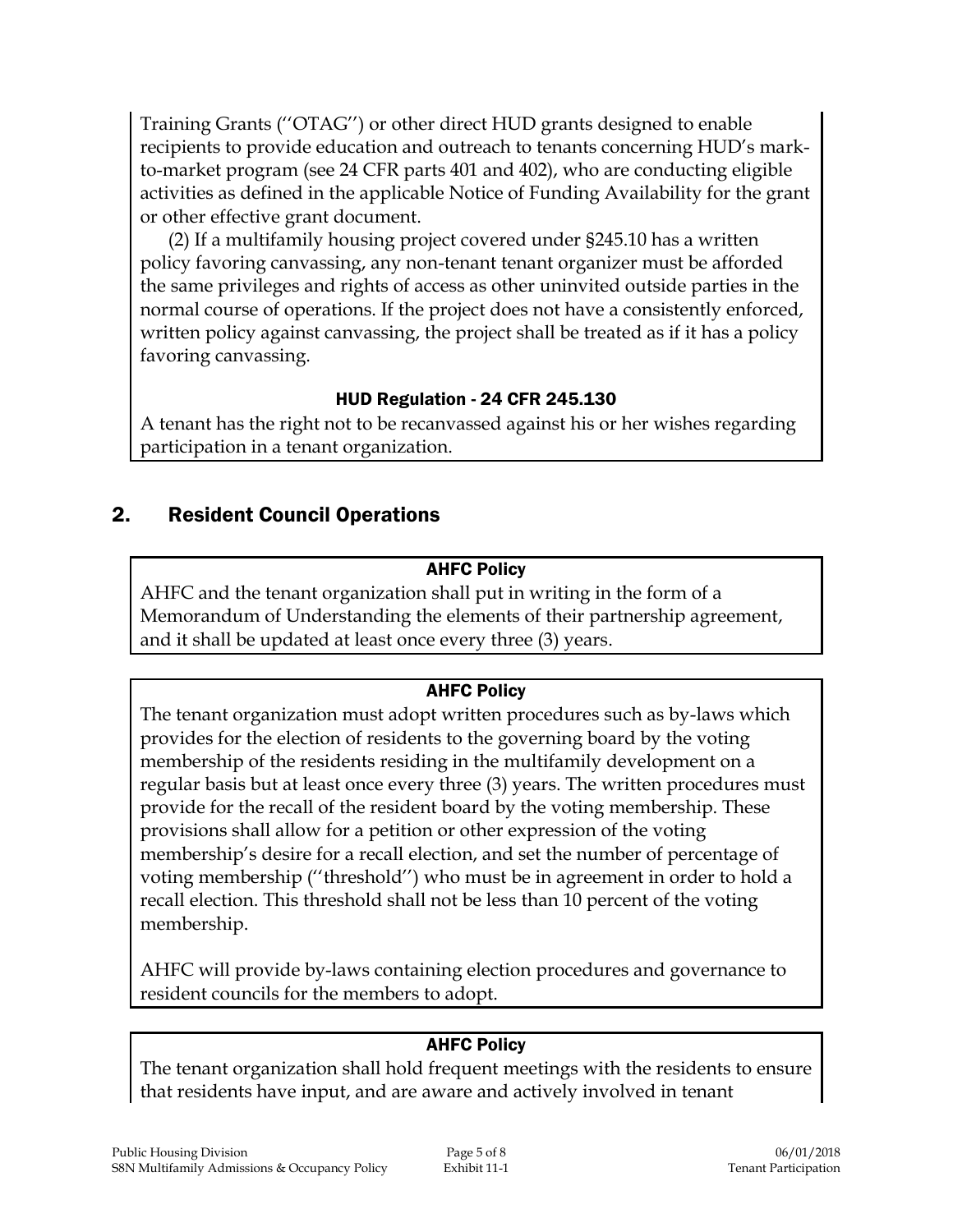Training Grants (''OTAG'') or other direct HUD grants designed to enable recipients to provide education and outreach to tenants concerning HUD's mark-to-market program (see 24 CFR parts 401 and 402), who are conducting eligible activities as defined in the applicable Notice of Funding Availability for the grant or other effective grant document.

(2) If a multifamily housing project covered under §245.10 has a written policy favoring canvassing, any non-tenant tenant organizer must be afforded the same privileges and rights of access as other uninvited outside parties in the normal course of operations. If the project does not have a consistently enforced, written policy against canvassing, the project shall be treated as if it has a policy favoring canvassing.

**HUD Regulation - 24 CFR 245.130**

A tenant has the right not to be recanvassed against his or her wishes regarding participation in a tenant organization.

## 2. Resident Council Operations

**AHFC Policy**

AHFC and the tenant organization shall put in writing in the form of a Memorandum of Understanding the elements of their partnership agreement, and it shall be updated at least once every three (3) years.

**AHFC Policy**

The tenant organization must adopt written procedures such as by-laws which provides for the election of residents to the governing board by the voting membership of the residents residing in the multifamily development on a regular basis but at least once every three (3) years. The written procedures must provide for the recall of the resident board by the voting membership. These provisions shall allow for a petition or other expression of the voting membership's desire for a recall election, and set the number of percentage of voting membership (''threshold'') who must be in agreement in order to hold a recall election. This threshold shall not be less than 10 percent of the voting membership.

AHFC will provide by-laws containing election procedures and governance to resident councils for the members to adopt.

**AHFC Policy**

The tenant organization shall hold frequent meetings with the residents to ensure that residents have input, and are aware and actively involved in tenant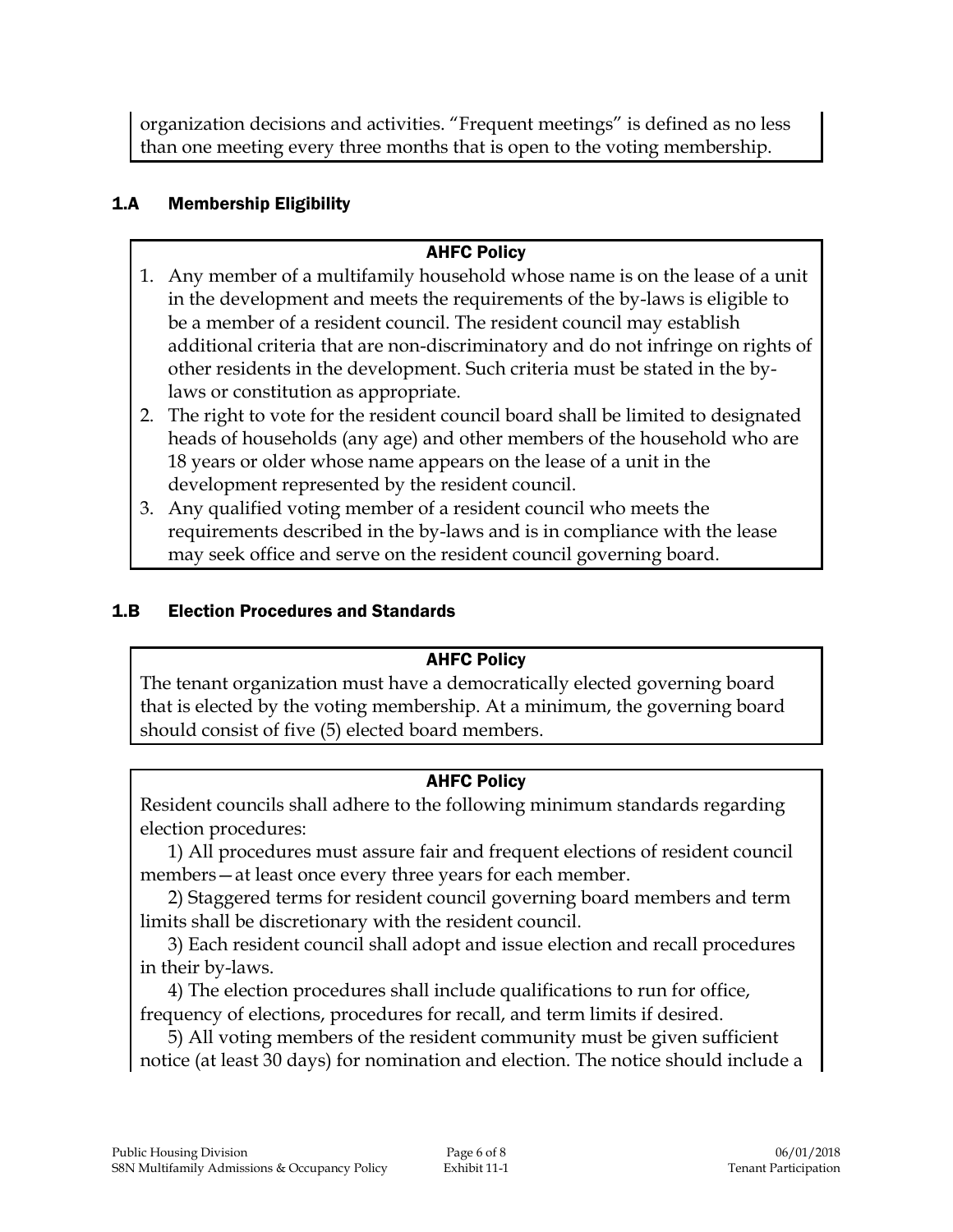organization decisions and activities. "Frequent meetings" is defined as no less than one meeting every three months that is open to the voting membership.

### 1.A Membership Eligibility

**AHFC Policy**

1. Any member of a multifamily household whose name is on the lease of a unit in the development and meets the requirements of the by-laws is eligible to be a member of a resident council. The resident council may establish additional criteria that are non-discriminatory and do not infringe on rights of other residents in the development. Such criteria must be stated in the by-laws or constitution as appropriate.
2. The right to vote for the resident council board shall be limited to designated heads of households (any age) and other members of the household who are 18 years or older whose name appears on the lease of a unit in the development represented by the resident council.
3. Any qualified voting member of a resident council who meets the requirements described in the by-laws and is in compliance with the lease may seek office and serve on the resident council governing board.

### 1.B Election Procedures and Standards

**AHFC Policy**

The tenant organization must have a democratically elected governing board that is elected by the voting membership. At a minimum, the governing board should consist of five (5) elected board members.

**AHFC Policy**

Resident councils shall adhere to the following minimum standards regarding election procedures:

1) All procedures must assure fair and frequent elections of resident council members—at least once every three years for each member.

2) Staggered terms for resident council governing board members and term limits shall be discretionary with the resident council.

3) Each resident council shall adopt and issue election and recall procedures in their by-laws.

4) The election procedures shall include qualifications to run for office, frequency of elections, procedures for recall, and term limits if desired.

5) All voting members of the resident community must be given sufficient notice (at least 30 days) for nomination and election. The notice should include a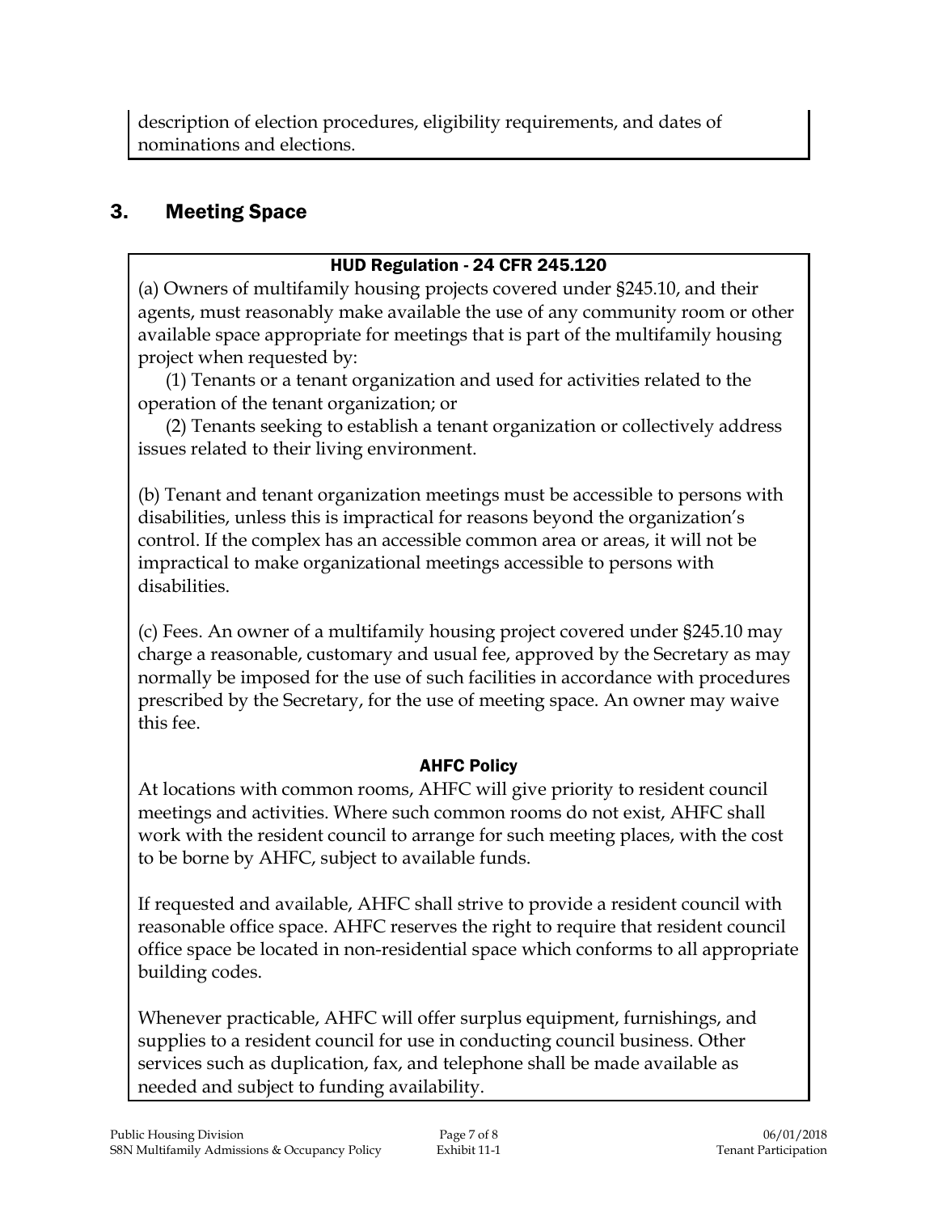description of election procedures, eligibility requirements, and dates of nominations and elections.

## 3. Meeting Space

### HUD Regulation - 24 CFR 245.120

(a) Owners of multifamily housing projects covered under §245.10, and their agents, must reasonably make available the use of any community room or other available space appropriate for meetings that is part of the multifamily housing project when requested by:

(1) Tenants or a tenant organization and used for activities related to the operation of the tenant organization; or

(2) Tenants seeking to establish a tenant organization or collectively address issues related to their living environment.

(b) Tenant and tenant organization meetings must be accessible to persons with disabilities, unless this is impractical for reasons beyond the organization's control. If the complex has an accessible common area or areas, it will not be impractical to make organizational meetings accessible to persons with disabilities.

(c) Fees. An owner of a multifamily housing project covered under §245.10 may charge a reasonable, customary and usual fee, approved by the Secretary as may normally be imposed for the use of such facilities in accordance with procedures prescribed by the Secretary, for the use of meeting space. An owner may waive this fee.

### AHFC Policy

At locations with common rooms, AHFC will give priority to resident council meetings and activities. Where such common rooms do not exist, AHFC shall work with the resident council to arrange for such meeting places, with the cost to be borne by AHFC, subject to available funds.

If requested and available, AHFC shall strive to provide a resident council with reasonable office space. AHFC reserves the right to require that resident council office space be located in non-residential space which conforms to all appropriate building codes.

Whenever practicable, AHFC will offer surplus equipment, furnishings, and supplies to a resident council for use in conducting council business. Other services such as duplication, fax, and telephone shall be made available as needed and subject to funding availability.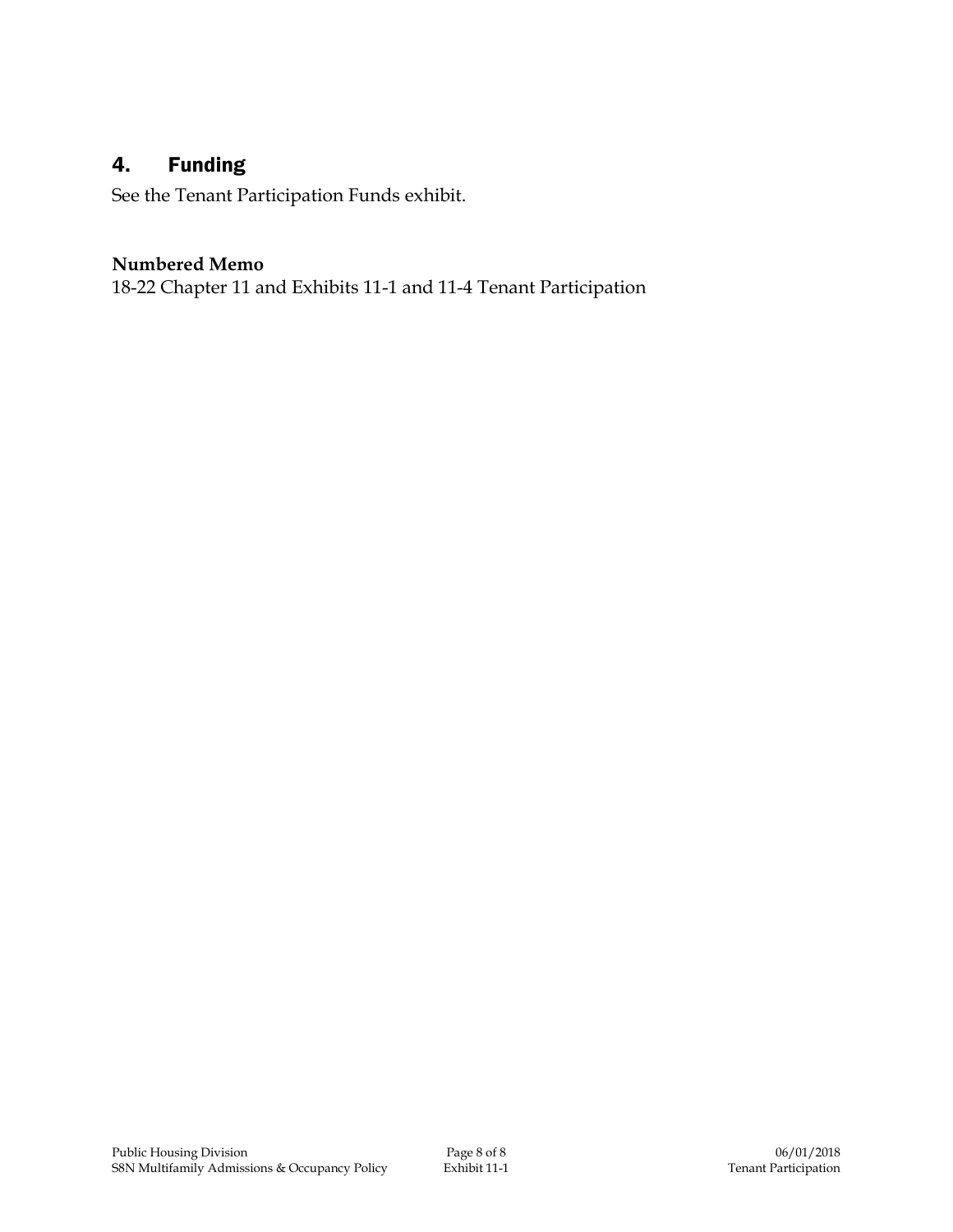## 4. Funding

See the Tenant Participation Funds exhibit.

**Numbered Memo**

18-22 Chapter 11 and Exhibits 11-1 and 11-4 Tenant Participation